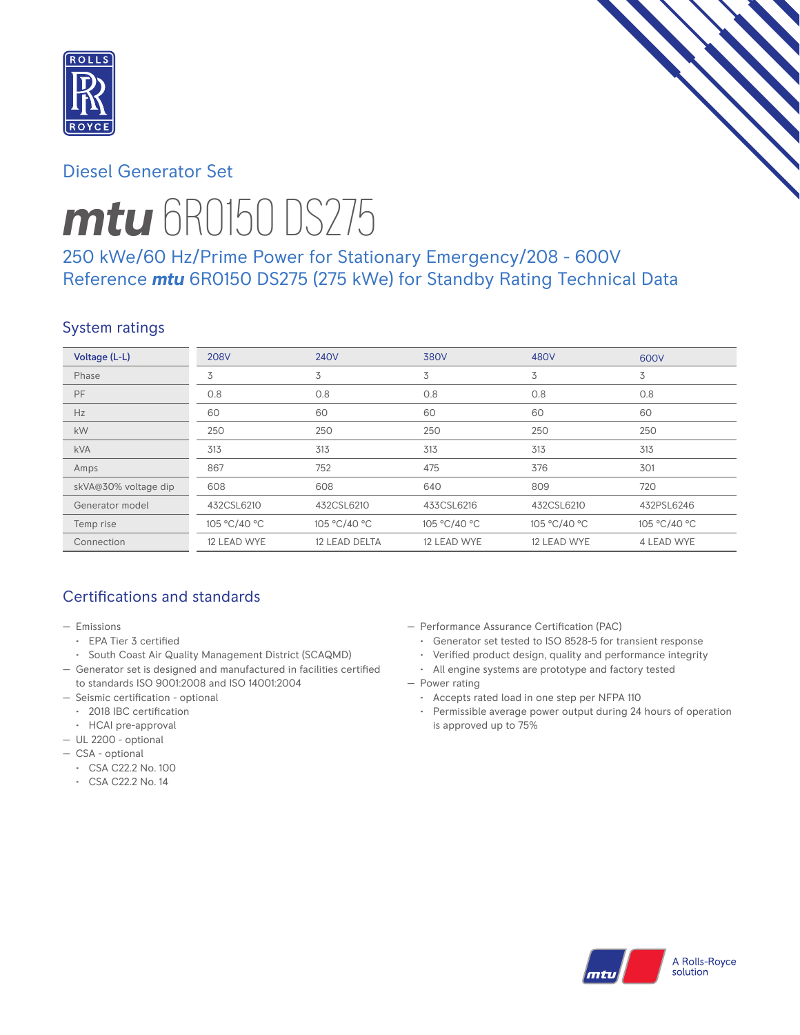Diesel Generator Set

# *mtu* 6R0150 DS275

## 250 kWe/60 Hz/Prime Power for Stationary Emergency/208 - 600V
## Reference *mtu* 6R0150 DS275 (275 kWe) for Standby Rating Technical Data

### System ratings

| Voltage (L-L) | 208V | 240V | 380V | 480V | 600V |
|---|---|---|---|---|---|
| Phase | 3 | 3 | 3 | 3 | 3 |
| PF | 0.8 | 0.8 | 0.8 | 0.8 | 0.8 |
| Hz | 60 | 60 | 60 | 60 | 60 |
| kW | 250 | 250 | 250 | 250 | 250 |
| kVA | 313 | 313 | 313 | 313 | 313 |
| Amps | 867 | 752 | 475 | 376 | 301 |
| skVA@30% voltage dip | 608 | 608 | 640 | 809 | 720 |
| Generator model | 432CSL6210 | 432CSL6210 | 433CSL6216 | 432CSL6210 | 432PSL6246 |
| Temp rise | 105 °C/40 °C | 105 °C/40 °C | 105 °C/40 °C | 105 °C/40 °C | 105 °C/40 °C |
| Connection | 12 LEAD WYE | 12 LEAD DELTA | 12 LEAD WYE | 12 LEAD WYE | 4 LEAD WYE |

### Certifications and standards

- Emissions
  - EPA Tier 3 certified
  - South Coast Air Quality Management District (SCAQMD)
- Generator set is designed and manufactured in facilities certified to standards ISO 9001:2008 and ISO 14001:2004
- Seismic certification - optional
  - 2018 IBC certification
  - HCAI pre-approval
- UL 2200 - optional
- CSA - optional
  - CSA C22.2 No. 100
  - CSA C22.2 No. 14
- Performance Assurance Certification (PAC)
  - Generator set tested to ISO 8528-5 for transient response
  - Verified product design, quality and performance integrity
  - All engine systems are prototype and factory tested
- Power rating
  - Accepts rated load in one step per NFPA 110
  - Permissible average power output during 24 hours of operation is approved up to 75%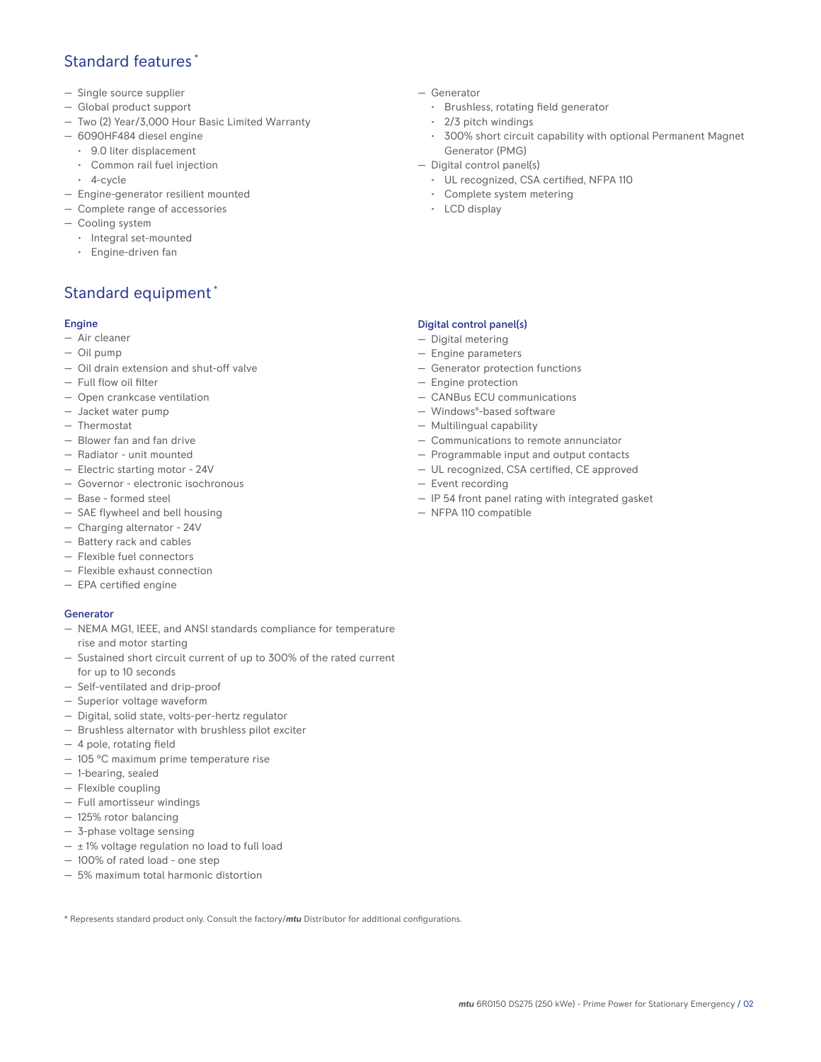## Standard features *

- Single source supplier
- Global product support
- Two (2) Year/3,000 Hour Basic Limited Warranty
- 6090HF484 diesel engine
  - 9.0 liter displacement
  - Common rail fuel injection
  - 4-cycle
- Engine-generator resilient mounted
- Complete range of accessories
- Cooling system
  - Integral set-mounted
  - Engine-driven fan
- Generator
  - Brushless, rotating field generator
  - 2/3 pitch windings
  - 300% short circuit capability with optional Permanent Magnet Generator (PMG)
- Digital control panel(s)
  - UL recognized, CSA certified, NFPA 110
  - Complete system metering
  - LCD display

## Standard equipment *

### Engine

- Air cleaner
- Oil pump
- Oil drain extension and shut-off valve
- Full flow oil filter
- Open crankcase ventilation
- Jacket water pump
- Thermostat
- Blower fan and fan drive
- Radiator - unit mounted
- Electric starting motor - 24V
- Governor - electronic isochronous
- Base - formed steel
- SAE flywheel and bell housing
- Charging alternator - 24V
- Battery rack and cables
- Flexible fuel connectors
- Flexible exhaust connection
- EPA certified engine

### Generator

- NEMA MG1, IEEE, and ANSI standards compliance for temperature rise and motor starting
- Sustained short circuit current of up to 300% of the rated current for up to 10 seconds
- Self-ventilated and drip-proof
- Superior voltage waveform
- Digital, solid state, volts-per-hertz regulator
- Brushless alternator with brushless pilot exciter
- 4 pole, rotating field
- 105 °C maximum prime temperature rise
- 1-bearing, sealed
- Flexible coupling
- Full amortisseur windings
- 125% rotor balancing
- 3-phase voltage sensing
- ± 1% voltage regulation no load to full load
- 100% of rated load - one step
- 5% maximum total harmonic distortion

### Digital control panel(s)

- Digital metering
- Engine parameters
- Generator protection functions
- Engine protection
- CANBus ECU communications
- Windows®-based software
- Multilingual capability
- Communications to remote annunciator
- Programmable input and output contacts
- UL recognized, CSA certified, CE approved
- Event recording
- IP 54 front panel rating with integrated gasket
- NFPA 110 compatible

* Represents standard product only. Consult the factory/*mtu* Distributor for additional configurations.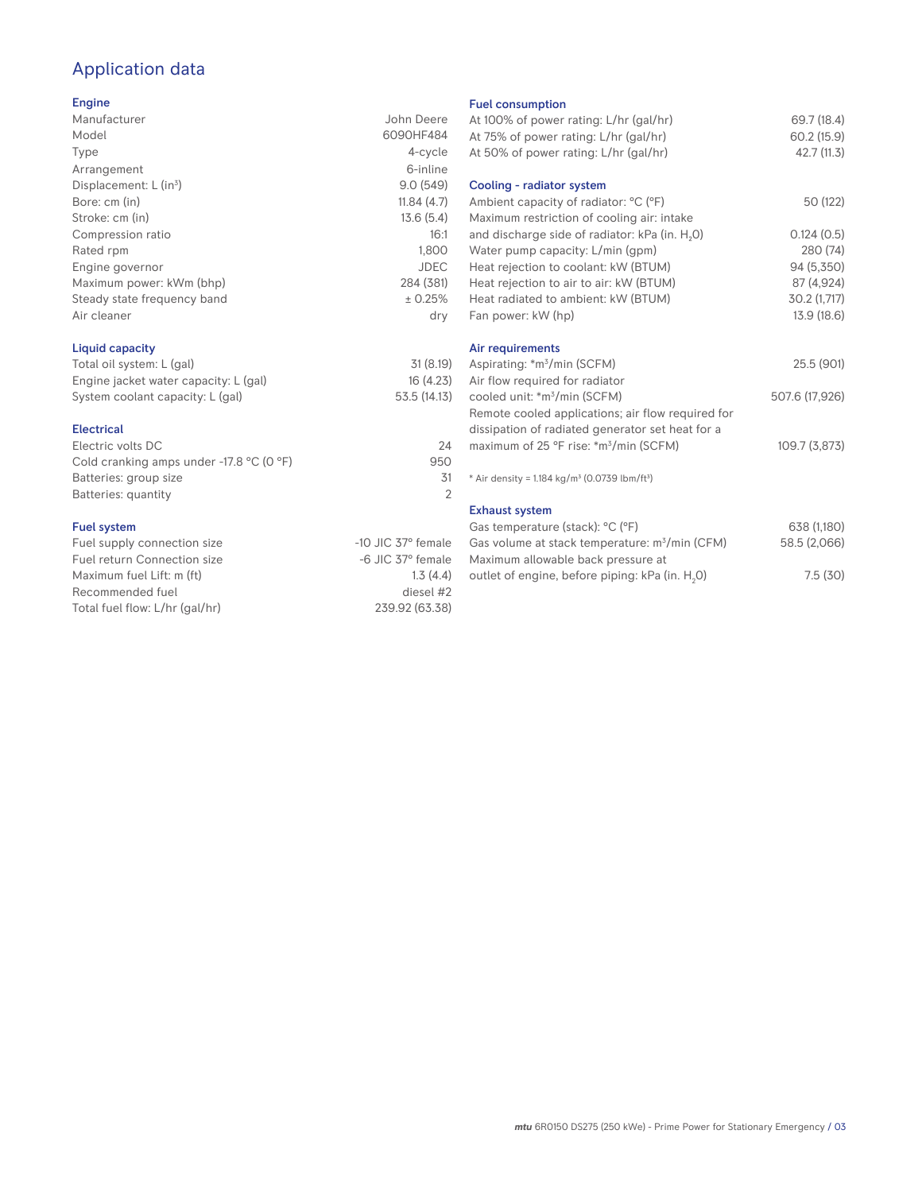# Application data

## Engine

| | |
|---|---|
| Manufacturer | John Deere |
| Model | 6090HF484 |
| Type | 4-cycle |
| Arrangement | 6-inline |
| Displacement: L ($in^3$) | 9.0 (549) |
| Bore: cm (in) | 11.84 (4.7) |
| Stroke: cm (in) | 13.6 (5.4) |
| Compression ratio | 16:1 |
| Rated rpm | 1,800 |
| Engine governor | JDEC |
| Maximum power: kWm (bhp) | 284 (381) |
| Steady state frequency band | ± 0.25% |
| Air cleaner | dry |

## Liquid capacity

| | |
|---|---|
| Total oil system: L (gal) | 31 (8.19) |
| Engine jacket water capacity: L (gal) | 16 (4.23) |
| System coolant capacity: L (gal) | 53.5 (14.13) |

## Electrical

| | |
|---|---|
| Electric volts DC | 24 |
| Cold cranking amps under -17.8 °C (0 °F) | 950 |
| Batteries: group size | 31 |
| Batteries: quantity | 2 |

## Fuel system

| | |
|---|---|
| Fuel supply connection size | -10 JIC 37° female |
| Fuel return Connection size | -6 JIC 37° female |
| Maximum fuel Lift: m (ft) | 1.3 (4.4) |
| Recommended fuel | diesel #2 |
| Total fuel flow: L/hr (gal/hr) | 239.92 (63.38) |

## Fuel consumption

| | |
|---|---|
| At 100% of power rating: L/hr (gal/hr) | 69.7 (18.4) |
| At 75% of power rating: L/hr (gal/hr) | 60.2 (15.9) |
| At 50% of power rating: L/hr (gal/hr) | 42.7 (11.3) |

## Cooling - radiator system

| | |
|---|---|
| Ambient capacity of radiator: °C (°F) | 50 (122) |
| Maximum restriction of cooling air: intake and discharge side of radiator: kPa (in. $H_2O$) | 0.124 (0.5) |
| Water pump capacity: L/min (gpm) | 280 (74) |
| Heat rejection to coolant: kW (BTUM) | 94 (5,350) |
| Heat rejection to air to air: kW (BTUM) | 87 (4,924) |
| Heat radiated to ambient: kW (BTUM) | 30.2 (1,717) |
| Fan power: kW (hp) | 13.9 (18.6) |

## Air requirements

| | |
|---|---|
| Aspirating: *$m^3$/min (SCFM) | 25.5 (901) |
| Air flow required for radiator cooled unit: *$m^3$/min (SCFM) | 507.6 (17,926) |
| Remote cooled applications; air flow required for dissipation of radiated generator set heat for a maximum of 25 °F rise: *$m^3$/min (SCFM) | 109.7 (3,873) |

* Air density = 1.184 kg/$m^3$ (0.0739 lbm/$ft^3$)

## Exhaust system

| | |
|---|---|
| Gas temperature (stack): °C (°F) | 638 (1,180) |
| Gas volume at stack temperature: $m^3$/min (CFM) | 58.5 (2,066) |
| Maximum allowable back pressure at outlet of engine, before piping: kPa (in. $H_2O$) | 7.5 (30) |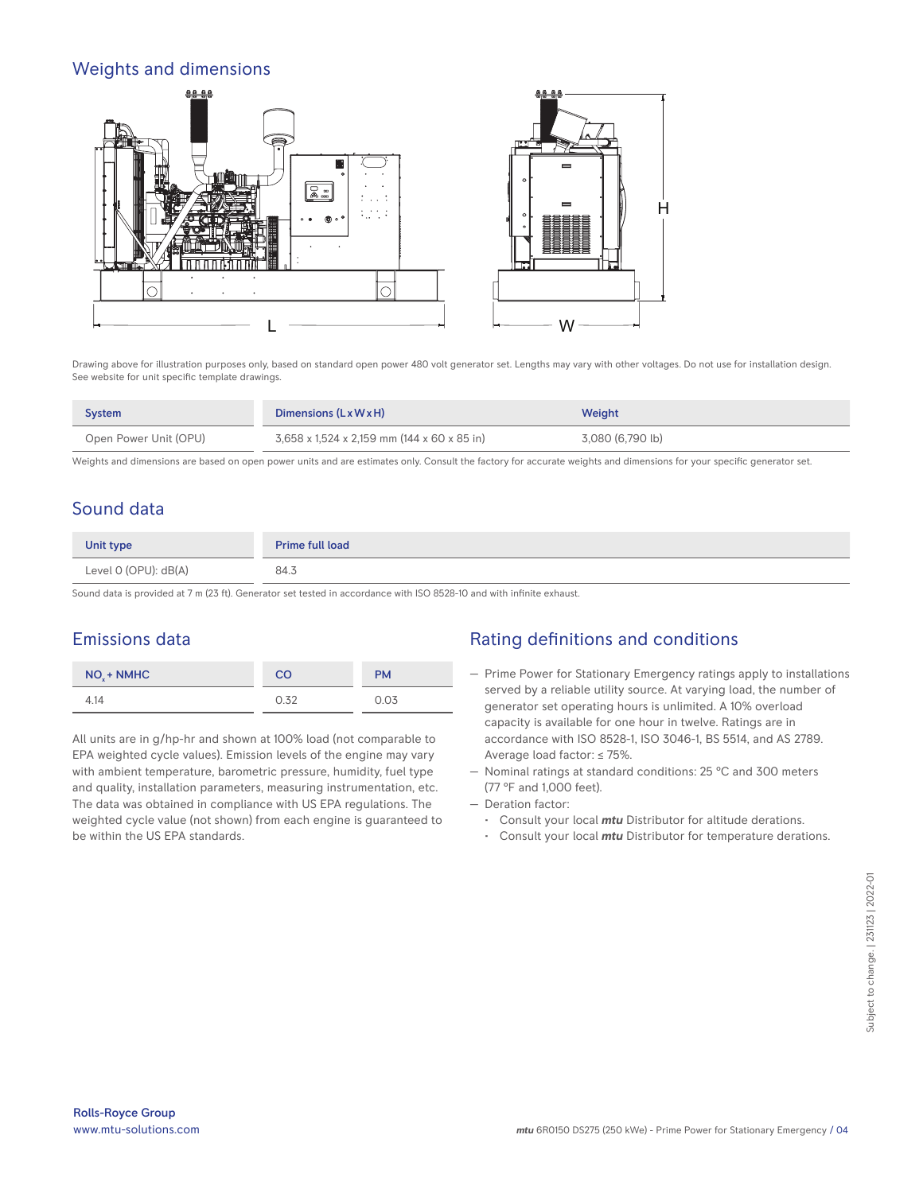## Weights and dimensions

L

W

H

Drawing above for illustration purposes only, based on standard open power 480 volt generator set. Lengths may vary with other voltages. Do not use for installation design. See website for unit specific template drawings.

| System | Dimensions (L x W x H) | Weight |
|---|---|---|
| Open Power Unit (OPU) | 3,658 x 1,524 x 2,159 mm (144 x 60 x 85 in) | 3,080 (6,790 lb) |

Weights and dimensions are based on open power units and are estimates only. Consult the factory for accurate weights and dimensions for your specific generator set.

## Sound data

| Unit type | Prime full load |
|---|---|
| Level 0 (OPU): dB(A) | 84.3 |

Sound data is provided at 7 m (23 ft). Generator set tested in accordance with ISO 8528-10 and with infinite exhaust.

## Emissions data

| $NO_x$ + NMHC | CO | PM |
|---|---|---|
| 4.14 | 0.32 | 0.03 |

All units are in g/hp-hr and shown at 100% load (not comparable to EPA weighted cycle values). Emission levels of the engine may vary with ambient temperature, barometric pressure, humidity, fuel type and quality, installation parameters, measuring instrumentation, etc. The data was obtained in compliance with US EPA regulations. The weighted cycle value (not shown) from each engine is guaranteed to be within the US EPA standards.

## Rating definitions and conditions

- Prime Power for Stationary Emergency ratings apply to installations served by a reliable utility source. At varying load, the number of generator set operating hours is unlimited. A 10% overload capacity is available for one hour in twelve. Ratings are in accordance with ISO 8528-1, ISO 3046-1, BS 5514, and AS 2789. Average load factor: ≤ 75%.
- Nominal ratings at standard conditions: 25 °C and 300 meters (77 °F and 1,000 feet).
- Deration factor:
  - Consult your local ***mtu*** Distributor for altitude derations.
  - Consult your local ***mtu*** Distributor for temperature derations.

Subject to change. | 231123 | 2022-01

Rolls-Royce Group
www.mtu-solutions.com